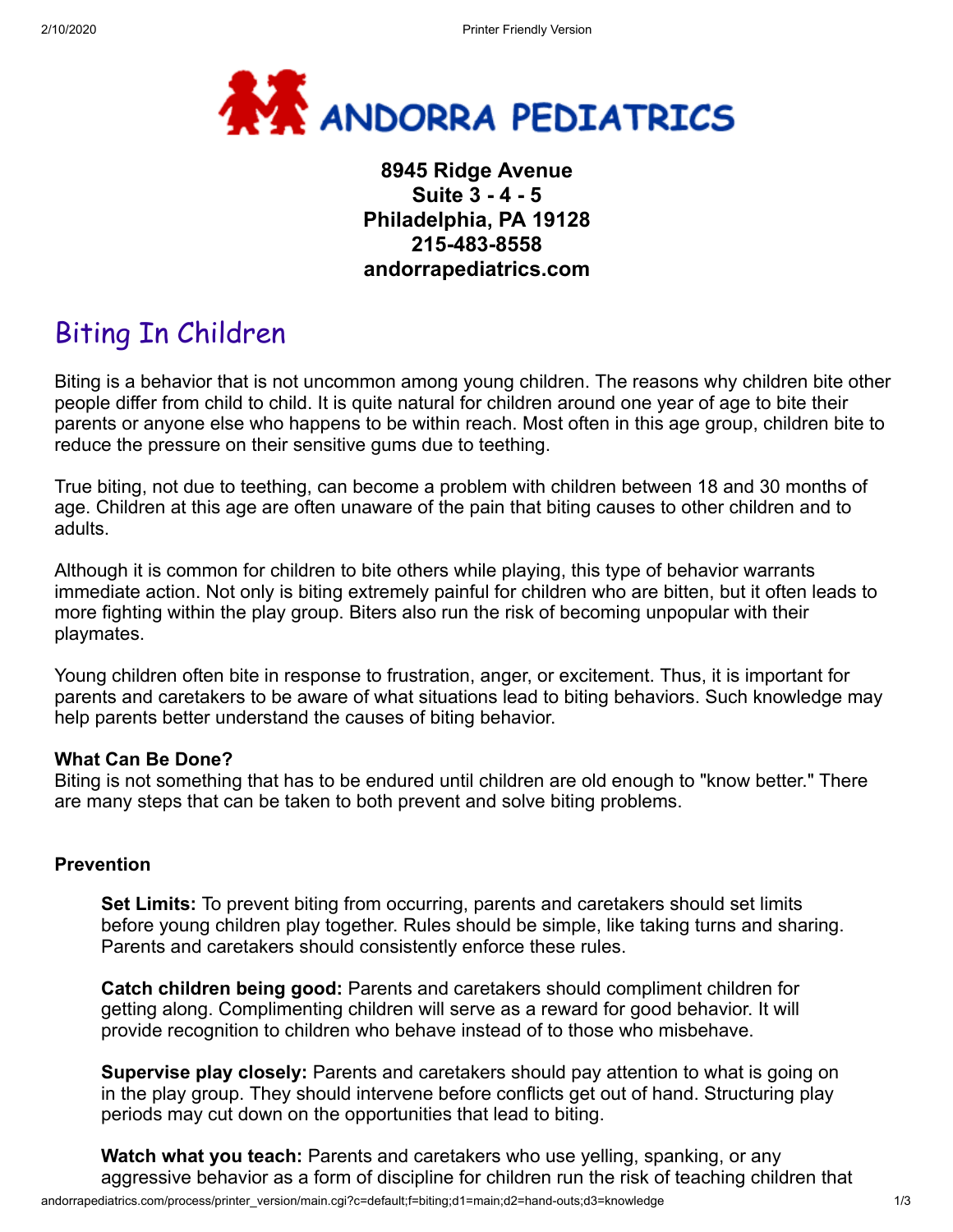# ANDORRA PEDIATRICS

**8945 Ridge Avenue**
**Suite 3 - 4 - 5**
**Philadelphia, PA 19128**
**215-483-8558**
**andorrapediatrics.com**

## Biting In Children

Biting is a behavior that is not uncommon among young children. The reasons why children bite other people differ from child to child. It is quite natural for children around one year of age to bite their parents or anyone else who happens to be within reach. Most often in this age group, children bite to reduce the pressure on their sensitive gums due to teething.

True biting, not due to teething, can become a problem with children between 18 and 30 months of age. Children at this age are often unaware of the pain that biting causes to other children and to adults.

Although it is common for children to bite others while playing, this type of behavior warrants immediate action. Not only is biting extremely painful for children who are bitten, but it often leads to more fighting within the play group. Biters also run the risk of becoming unpopular with their playmates.

Young children often bite in response to frustration, anger, or excitement. Thus, it is important for parents and caretakers to be aware of what situations lead to biting behaviors. Such knowledge may help parents better understand the causes of biting behavior.

**What Can Be Done?**
Biting is not something that has to be endured until children are old enough to "know better." There are many steps that can be taken to both prevent and solve biting problems.

**Prevention**

**Set Limits:** To prevent biting from occurring, parents and caretakers should set limits before young children play together. Rules should be simple, like taking turns and sharing. Parents and caretakers should consistently enforce these rules.

**Catch children being good:** Parents and caretakers should compliment children for getting along. Complimenting children will serve as a reward for good behavior. It will provide recognition to children who behave instead of to those who misbehave.

**Supervise play closely:** Parents and caretakers should pay attention to what is going on in the play group. They should intervene before conflicts get out of hand. Structuring play periods may cut down on the opportunities that lead to biting.

**Watch what you teach:** Parents and caretakers who use yelling, spanking, or any aggressive behavior as a form of discipline for children run the risk of teaching children that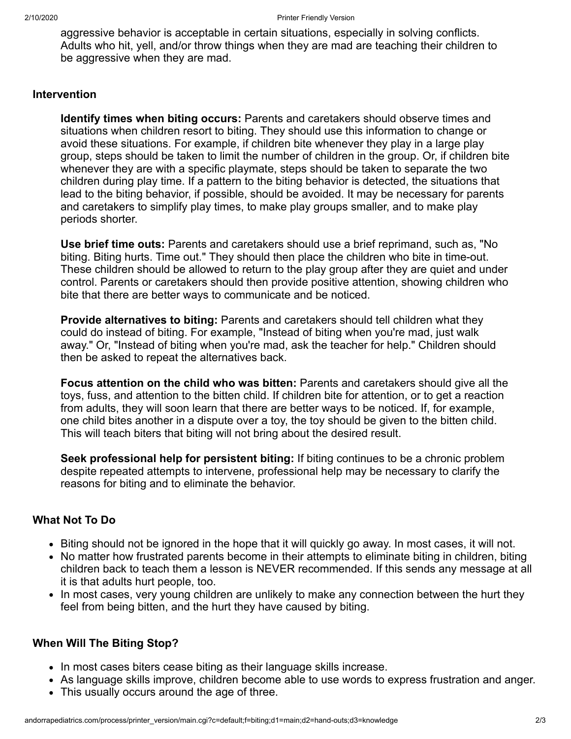aggressive behavior is acceptable in certain situations, especially in solving conflicts. Adults who hit, yell, and/or throw things when they are mad are teaching their children to be aggressive when they are mad.

## Intervention

**Identify times when biting occurs:** Parents and caretakers should observe times and situations when children resort to biting. They should use this information to change or avoid these situations. For example, if children bite whenever they play in a large play group, steps should be taken to limit the number of children in the group. Or, if children bite whenever they are with a specific playmate, steps should be taken to separate the two children during play time. If a pattern to the biting behavior is detected, the situations that lead to the biting behavior, if possible, should be avoided. It may be necessary for parents and caretakers to simplify play times, to make play groups smaller, and to make play periods shorter.

**Use brief time outs:** Parents and caretakers should use a brief reprimand, such as, "No biting. Biting hurts. Time out." They should then place the children who bite in time-out. These children should be allowed to return to the play group after they are quiet and under control. Parents or caretakers should then provide positive attention, showing children who bite that there are better ways to communicate and be noticed.

**Provide alternatives to biting:** Parents and caretakers should tell children what they could do instead of biting. For example, "Instead of biting when you're mad, just walk away." Or, "Instead of biting when you're mad, ask the teacher for help." Children should then be asked to repeat the alternatives back.

**Focus attention on the child who was bitten:** Parents and caretakers should give all the toys, fuss, and attention to the bitten child. If children bite for attention, or to get a reaction from adults, they will soon learn that there are better ways to be noticed. If, for example, one child bites another in a dispute over a toy, the toy should be given to the bitten child. This will teach biters that biting will not bring about the desired result.

**Seek professional help for persistent biting:** If biting continues to be a chronic problem despite repeated attempts to intervene, professional help may be necessary to clarify the reasons for biting and to eliminate the behavior.

## What Not To Do

- Biting should not be ignored in the hope that it will quickly go away. In most cases, it will not.
- No matter how frustrated parents become in their attempts to eliminate biting in children, biting children back to teach them a lesson is NEVER recommended. If this sends any message at all it is that adults hurt people, too.
- In most cases, very young children are unlikely to make any connection between the hurt they feel from being bitten, and the hurt they have caused by biting.

## When Will The Biting Stop?

- In most cases biters cease biting as their language skills increase.
- As language skills improve, children become able to use words to express frustration and anger.
- This usually occurs around the age of three.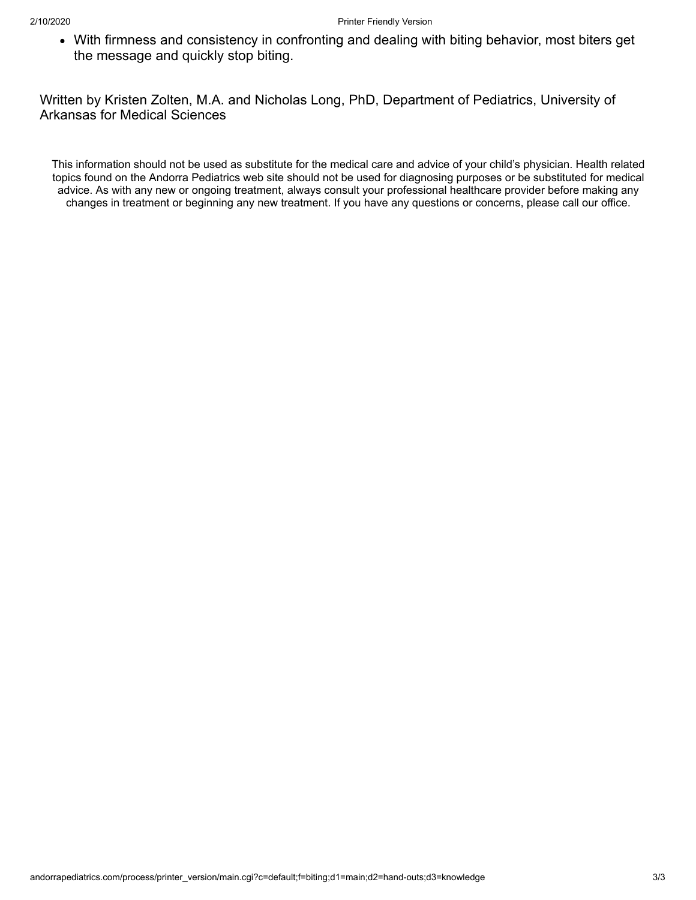- With firmness and consistency in confronting and dealing with biting behavior, most biters get the message and quickly stop biting.

Written by Kristen Zolten, M.A. and Nicholas Long, PhD, Department of Pediatrics, University of Arkansas for Medical Sciences

This information should not be used as substitute for the medical care and advice of your child's physician. Health related topics found on the Andorra Pediatrics web site should not be used for diagnosing purposes or be substituted for medical advice. As with any new or ongoing treatment, always consult your professional healthcare provider before making any changes in treatment or beginning any new treatment. If you have any questions or concerns, please call our office.